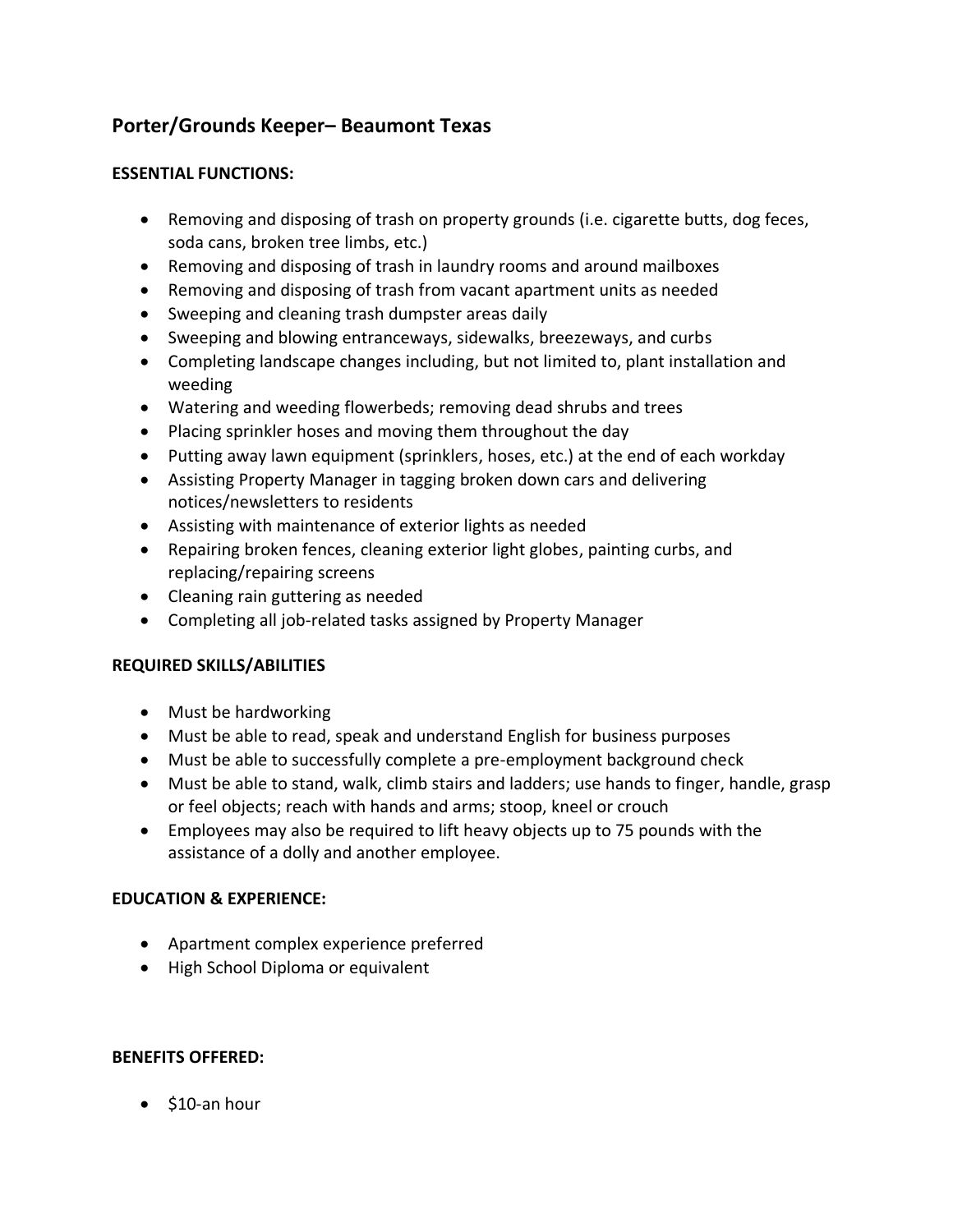## Porter/Grounds Keeper– Beaumont Texas

**ESSENTIAL FUNCTIONS:**

- Removing and disposing of trash on property grounds (i.e. cigarette butts, dog feces, soda cans, broken tree limbs, etc.)
- Removing and disposing of trash in laundry rooms and around mailboxes
- Removing and disposing of trash from vacant apartment units as needed
- Sweeping and cleaning trash dumpster areas daily
- Sweeping and blowing entranceways, sidewalks, breezeways, and curbs
- Completing landscape changes including, but not limited to, plant installation and weeding
- Watering and weeding flowerbeds; removing dead shrubs and trees
- Placing sprinkler hoses and moving them throughout the day
- Putting away lawn equipment (sprinklers, hoses, etc.) at the end of each workday
- Assisting Property Manager in tagging broken down cars and delivering notices/newsletters to residents
- Assisting with maintenance of exterior lights as needed
- Repairing broken fences, cleaning exterior light globes, painting curbs, and replacing/repairing screens
- Cleaning rain guttering as needed
- Completing all job-related tasks assigned by Property Manager

**REQUIRED SKILLS/ABILITIES**

- Must be hardworking
- Must be able to read, speak and understand English for business purposes
- Must be able to successfully complete a pre-employment background check
- Must be able to stand, walk, climb stairs and ladders; use hands to finger, handle, grasp or feel objects; reach with hands and arms; stoop, kneel or crouch
- Employees may also be required to lift heavy objects up to 75 pounds with the assistance of a dolly and another employee.

**EDUCATION & EXPERIENCE:**

- Apartment complex experience preferred
- High School Diploma or equivalent

**BENEFITS OFFERED:**

- $10-an hour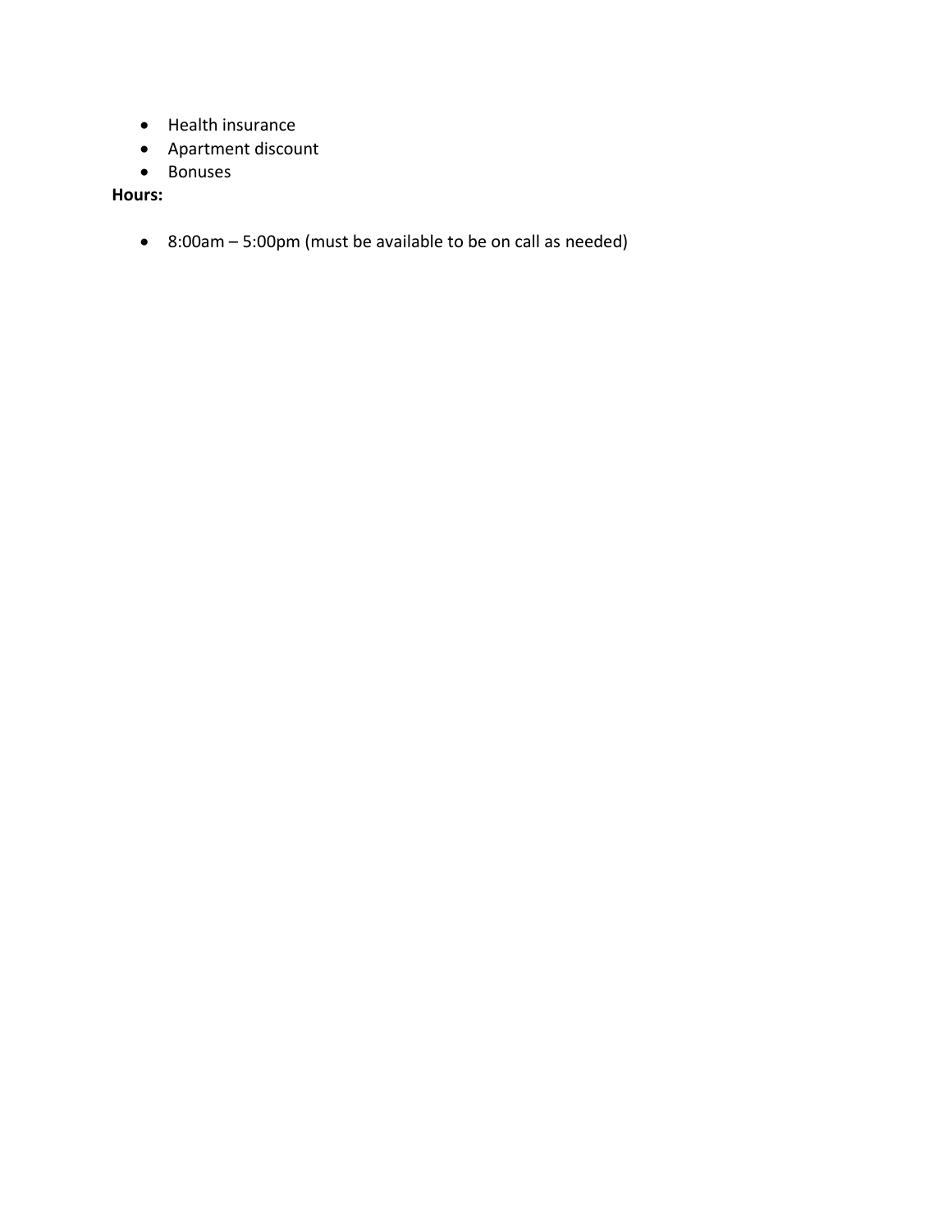- Health insurance
- Apartment discount
- Bonuses

**Hours:**

- 8:00am – 5:00pm (must be available to be on call as needed)